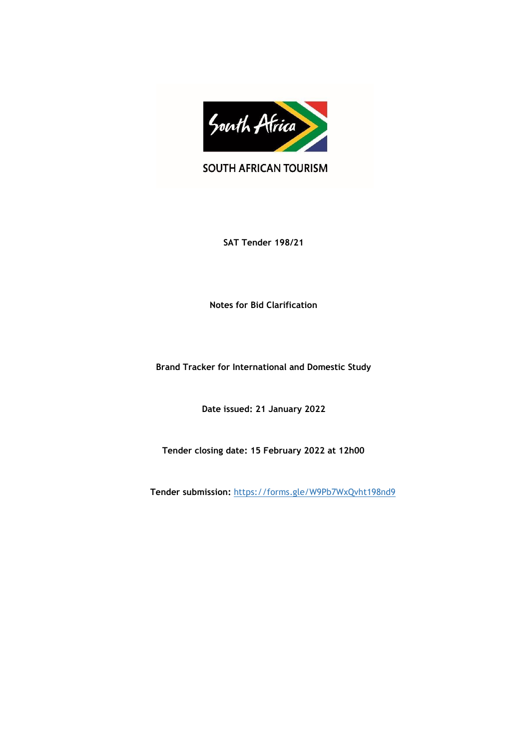SOUTH AFRICAN TOURISM

**SAT Tender 198/21**

**Notes for Bid Clarification**

**Brand Tracker for International and Domestic Study**

**Date issued: 21 January 2022**

**Tender closing date: 15 February 2022 at 12h00**

**Tender submission:** https://forms.gle/W9Pb7WxQvht198nd9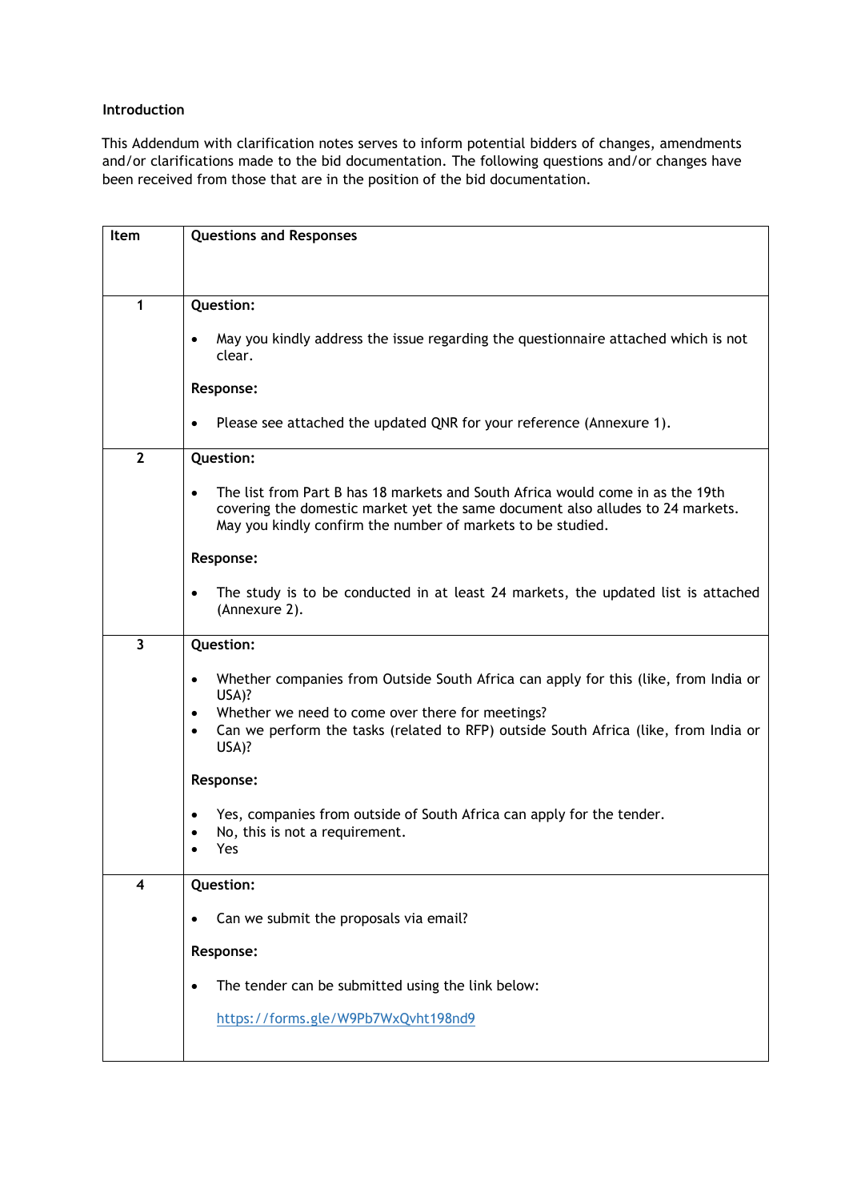**Introduction**

This Addendum with clarification notes serves to inform potential bidders of changes, amendments and/or clarifications made to the bid documentation. The following questions and/or changes have been received from those that are in the position of the bid documentation.

| Item | Questions and Responses |
|---|---|
| 1 | **Question:**<br><br>• May you kindly address the issue regarding the questionnaire attached which is not clear.<br><br>**Response:**<br><br>• Please see attached the updated QNR for your reference (Annexure 1). |
| 2 | **Question:**<br><br>• The list from Part B has 18 markets and South Africa would come in as the 19th covering the domestic market yet the same document also alludes to 24 markets. May you kindly confirm the number of markets to be studied.<br><br>**Response:**<br><br>• The study is to be conducted in at least 24 markets, the updated list is attached (Annexure 2). |
| 3 | **Question:**<br><br>• Whether companies from Outside South Africa can apply for this (like, from India or USA)?<br>• Whether we need to come over there for meetings?<br>• Can we perform the tasks (related to RFP) outside South Africa (like, from India or USA)?<br><br>**Response:**<br><br>• Yes, companies from outside of South Africa can apply for the tender.<br>• No, this is not a requirement.<br>• Yes |
| 4 | **Question:**<br><br>• Can we submit the proposals via email?<br><br>**Response:**<br><br>• The tender can be submitted using the link below:<br><br>https://forms.gle/W9Pb7WxQvht198nd9 |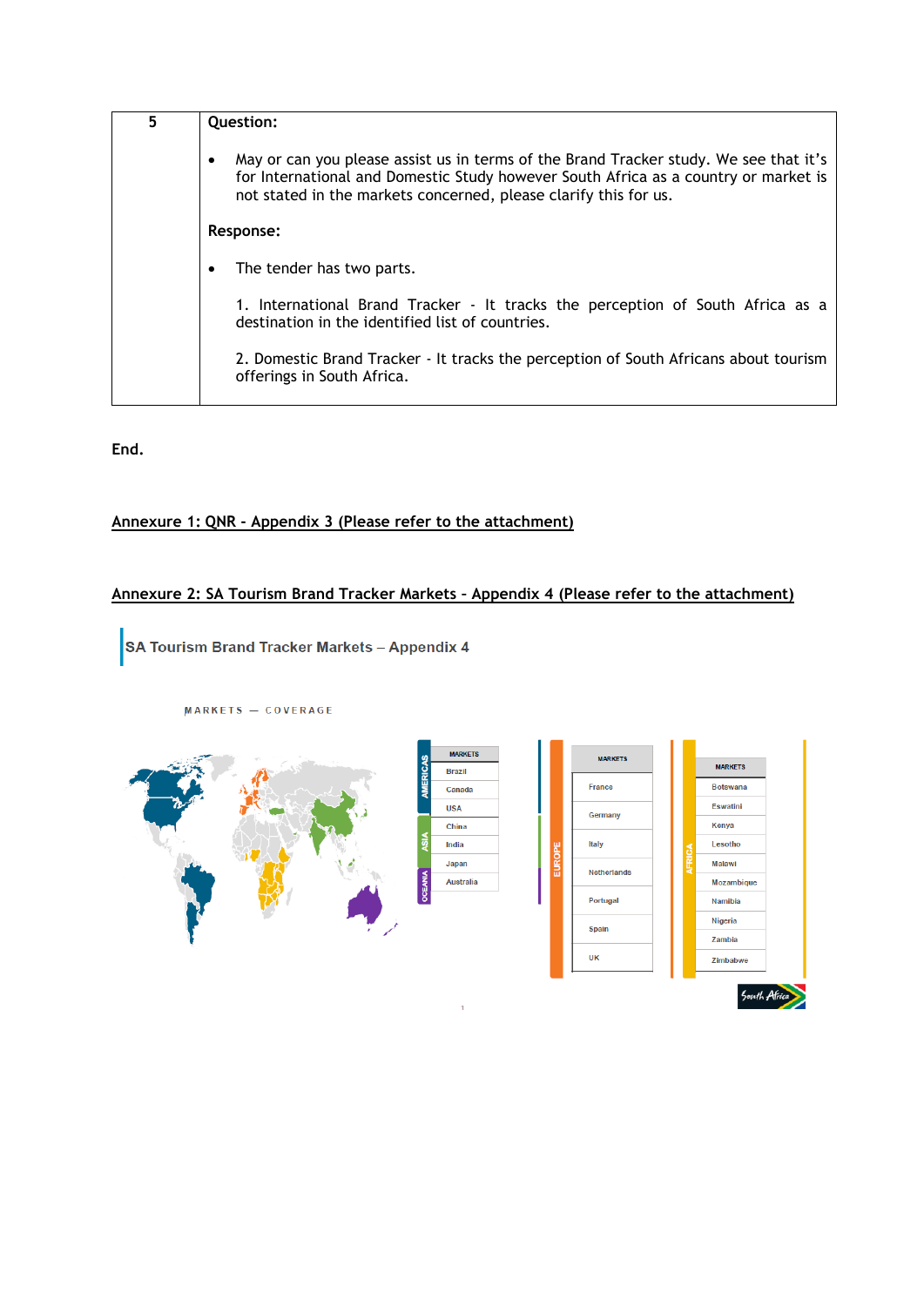| 5 | **Question:** |
|---|---|
| | • May or can you please assist us in terms of the Brand Tracker study. We see that it's for International and Domestic Study however South Africa as a country or market is not stated in the markets concerned, please clarify this for us. |
| | **Response:** |
| | • The tender has two parts. |
| | 1. International Brand Tracker - It tracks the perception of South Africa as a destination in the identified list of countries. |
| | 2. Domestic Brand Tracker - It tracks the perception of South Africans about tourism offerings in South Africa. |

**End.**

<u>**Annexure 1: QNR - Appendix 3 (Please refer to the attachment)**</u>

<u>**Annexure 2: SA Tourism Brand Tracker Markets – Appendix 4 (Please refer to the attachment)**</u>

## SA Tourism Brand Tracker Markets – Appendix 4

MARKETS — COVERAGE

| Region | MARKETS |
|---|---|
| AMERICAS | Brazil |
| | Canada |
| | USA |
| ASIA | China |
| | India |
| | Japan |
| OCEANIA | Australia |

| Region | MARKETS |
|---|---|
| EUROPE | France |
| | Germany |
| | Italy |
| | Netherlands |
| | Portugal |
| | Spain |
| | UK |

| Region | MARKETS |
|---|---|
| AFRICA | Botswana |
| | Eswatini |
| | Kenya |
| | Lesotho |
| | Malawi |
| | Mozambique |
| | Namibia |
| | Nigeria |
| | Zambia |
| | Zimbabwe |

South Africa